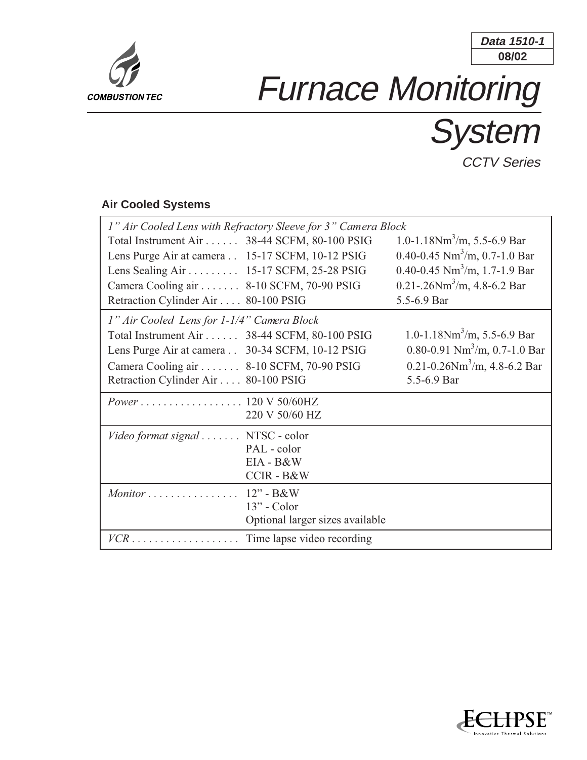Data 1510-1
08/02

COMBUSTION TEC

# Furnace Monitoring System

*CCTV Series*

## Air Cooled Systems

| | | |
|---|---|---|
| *1" Air Cooled Lens with Refractory Sleeve for 3" Camera Block* | | |
| Total Instrument Air . . . . . . | 38-44 SCFM, 80-100 PSIG | 1.0-1.18Nm$^3$/m, 5.5-6.9 Bar |
| Lens Purge Air at camera . . | 15-17 SCFM, 10-12 PSIG | 0.40-0.45 Nm$^3$/m, 0.7-1.0 Bar |
| Lens Sealing Air . . . . . . . . . | 15-17 SCFM, 25-28 PSIG | 0.40-0.45 Nm$^3$/m, 1.7-1.9 Bar |
| Camera Cooling air . . . . . . . | 8-10 SCFM, 70-90 PSIG | 0.21-.26Nm$^3$/m, 4.8-6.2 Bar |
| Retraction Cylinder Air . . . . | 80-100 PSIG | 5.5-6.9 Bar |
| *1" Air Cooled Lens for 1-1/4" Camera Block* | | |
| Total Instrument Air . . . . . . | 38-44 SCFM, 80-100 PSIG | 1.0-1.18Nm$^3$/m, 5.5-6.9 Bar |
| Lens Purge Air at camera . . | 30-34 SCFM, 10-12 PSIG | 0.80-0.91 Nm$^3$/m, 0.7-1.0 Bar |
| Camera Cooling air . . . . . . . | 8-10 SCFM, 70-90 PSIG | 0.21-0.26Nm$^3$/m, 4.8-6.2 Bar |
| Retraction Cylinder Air . . . . | 80-100 PSIG | 5.5-6.9 Bar |
| *Power* . . . . . . . . . . . . . . . . . . | 120 V 50/60HZ<br>220 V 50/60 HZ | |
| *Video format signal* . . . . . . . | NTSC - color<br>PAL - color<br>EIA - B&W<br>CCIR - B&W | |
| *Monitor* . . . . . . . . . . . . . . . . | 12" - B&W<br>13" - Color<br>Optional larger sizes available | |
| *VCR* . . . . . . . . . . . . . . . . . . . | Time lapse video recording | |

ECLIPSE™ Innovative Thermal Solutions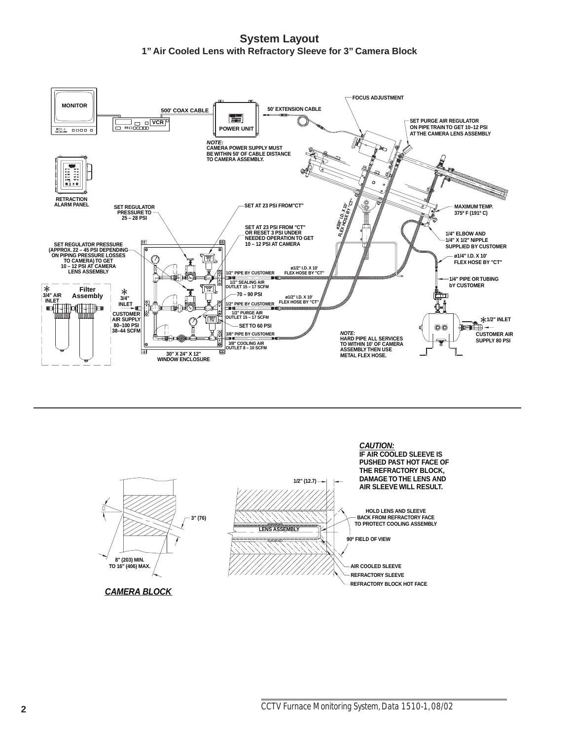# System Layout

## 1" Air Cooled Lens with Refractory Sleeve for 3" Camera Block

MONITOR

500' COAX CABLE

VCR

POWER UNIT

50' EXTENSION CABLE

FOCUS ADJUSTMENT

SET PURGE AIR REGULATOR ON PIPE TRAIN TO GET 10–12 PSI AT THE CAMERA LENS ASSEMBLY

*NOTE:*
CAMERA POWER SUPPLY MUST BE WITHIN 50' OF CABLE DISTANCE TO CAMERA ASSEMBLY.

RETRACTION ALARM PANEL

SET REGULATOR PRESSURE TO 25 – 28 PSI

SET AT 23 PSI FROM "CT"

ø3/8" I.D. X 10' FLEX HOSE BY "CT"

MAXIMUM TEMP. 375º F (191º C)

SET AT 23 PSI FROM "CT" OR RESET 3 PSI UNDER NEEDED OPERATION TO GET 10 – 12 PSI AT CAMERA

1/4" ELBOW AND 1/4" X 1/2" NIPPLE SUPPLIED BY CUSTOMER

SET REGULATOR PRESSURE (APPROX. 22 – 45 PSI DEPENDING ON PIPING PRESSURE LOSSES TO CAMERA) TO GET 10 – 12 PSI AT CAMERA LENS ASSEMBLY

ø1/4" I.D. X 10' FLEX HOSE BY "CT"

ø1/2" I.D. X 10' FLEX HOSE BY "CT"

1/2" PIPE BY CUSTOMER

1/2" SEALING AIR OUTLET 15 – 17 SCFM

1/4" PIPE OR TUBING bY CUSTOMER

* 3/4" AIR INLET

Filter Assembly

* 3/4" INLET

70 – 90 PSI

ø1/2" I.D. X 10' FLEX HOSE BY "CT"

1/2" PIPE BY CUSTOMER

1/2" PURGE AIR OUTLET 15 – 17 SCFM

* 1/2" INLET

CUSTOMER AIR SUPPLY 80–100 PSI 38–44 SCFM

SET TO 60 PSI

3/8" PIPE BY CUSTOMER

3/8" COOLING AIR OUTLET 8 – 10 SCFM

*NOTE:*
HARD PIPE ALL SERVICES TO WITHIN 10' OF CAMERA ASSEMBLY THEN USE METAL FLEX HOSE.

CUSTOMER AIR SUPPLY 80 PSI

30" X 24" X 12" WINDOW ENCLOSURE

---

***CAUTION:***
**IF AIR COOLED SLEEVE IS PUSHED PAST HOT FACE OF THE REFRACTORY BLOCK, DAMAGE TO THE LENS AND AIR SLEEVE WILL RESULT.**

1/2" (12.7)

3" (76)

LENS ASSEMBLY

HOLD LENS AND SLEEVE BACK FROM REFRACTORY FACE TO PROTECT COOLING ASSEMBLY

90º FIELD OF VIEW

8" (203) MIN. TO 16" (406) MAX.

AIR COOLED SLEEVE

REFRACTORY SLEEVE

REFRACTORY BLOCK HOT FACE

***CAMERA BLOCK***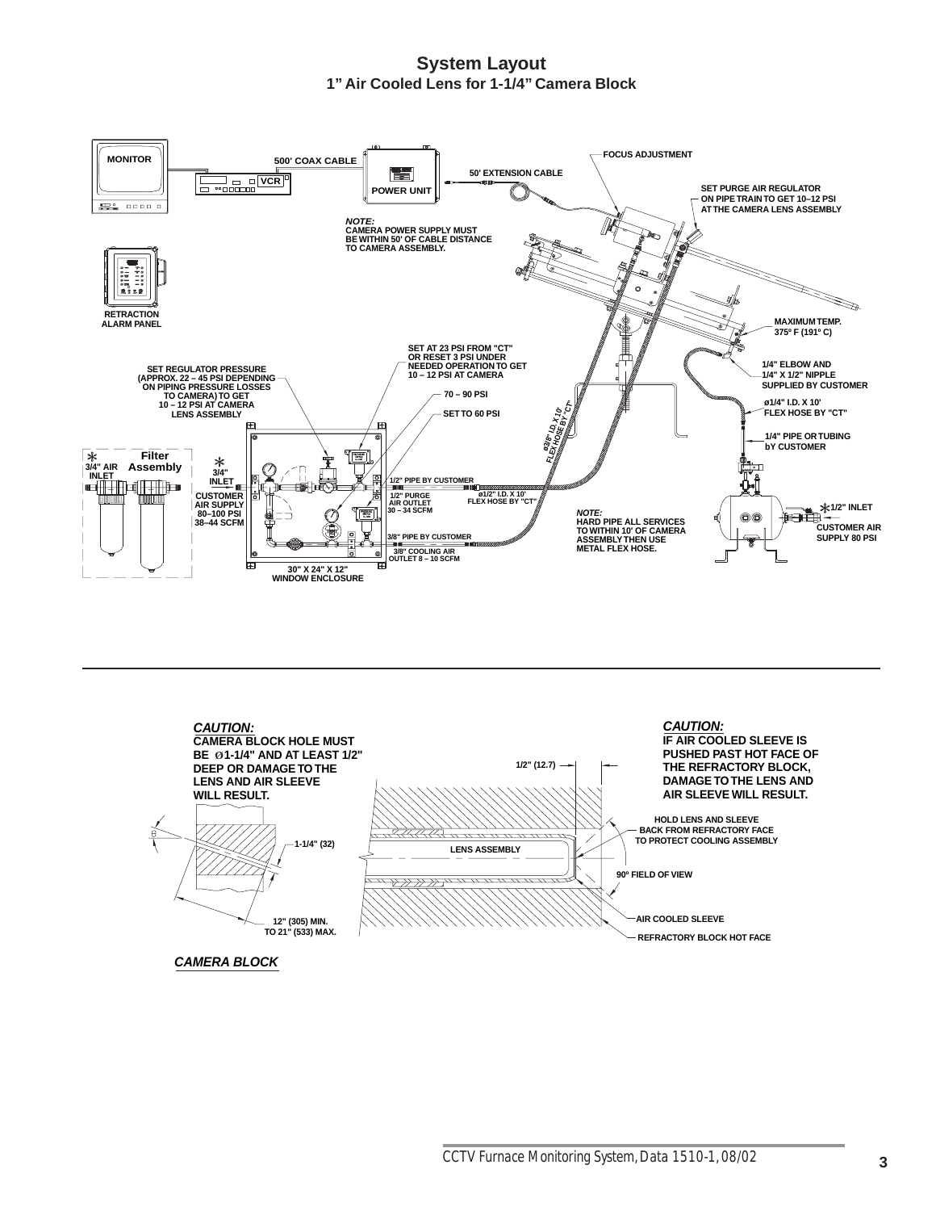# System Layout

## 1" Air Cooled Lens for 1-1/4" Camera Block

MONITOR

500' COAX CABLE

VCR

POWER UNIT

50' EXTENSION CABLE

FOCUS ADJUSTMENT

SET PURGE AIR REGULATOR ON PIPE TRAIN TO GET 10–12 PSI AT THE CAMERA LENS ASSEMBLY

*NOTE:*
CAMERA POWER SUPPLY MUST BE WITHIN 50' OF CABLE DISTANCE TO CAMERA ASSEMBLY.

RETRACTION ALARM PANEL

MAXIMUM TEMP. 375° F (191° C)

SET AT 23 PSI FROM "CT" OR RESET 3 PSI UNDER NEEDED OPERATION TO GET 10 – 12 PSI AT CAMERA

SET REGULATOR PRESSURE (APPROX. 22 – 45 PSI DEPENDING ON PIPING PRESSURE LOSSES TO CAMERA) TO GET 10 – 12 PSI AT CAMERA LENS ASSEMBLY

70 – 90 PSI

SET TO 60 PSI

ø3/8" I.D. X 10' FLEX HOSE BY "CT"

1/4" ELBOW AND 1/4" X 1/2" NIPPLE SUPPLIED BY CUSTOMER

ø1/4" I.D. X 10' FLEX HOSE BY "CT"

1/4" PIPE OR TUBING bY CUSTOMER

* 3/4" AIR INLET

Filter Assembly

* 3/4" INLET

CUSTOMER AIR SUPPLY 80–100 PSI 38–44 SCFM

1/2" PIPE BY CUSTOMER

1/2" PURGE AIR OUTLET 30 – 34 SCFM

ø1/2" I.D. X 10' FLEX HOSE BY "CT"

*NOTE:*
HARD PIPE ALL SERVICES TO WITHIN 10' OF CAMERA ASSEMBLY THEN USE METAL FLEX HOSE.

* 1/2" INLET

CUSTOMER AIR SUPPLY 80 PSI

3/8" PIPE BY CUSTOMER

3/8" COOLING AIR OUTLET 8 – 10 SCFM

30" X 24" X 12" WINDOW ENCLOSURE

---

***CAUTION:***
**CAMERA BLOCK HOLE MUST BE Ø1-1/4" AND AT LEAST 1/2" DEEP OR DAMAGE TO THE LENS AND AIR SLEEVE WILL RESULT.**

***CAUTION:***
**IF AIR COOLED SLEEVE IS PUSHED PAST HOT FACE OF THE REFRACTORY BLOCK, DAMAGE TO THE LENS AND AIR SLEEVE WILL RESULT.**

θ

1-1/4" (32)

12" (305) MIN. TO 21" (533) MAX.

1/2" (12.7)

LENS ASSEMBLY

HOLD LENS AND SLEEVE BACK FROM REFRACTORY FACE TO PROTECT COOLING ASSEMBLY

90° FIELD OF VIEW

AIR COOLED SLEEVE

REFRACTORY BLOCK HOT FACE

***CAMERA BLOCK***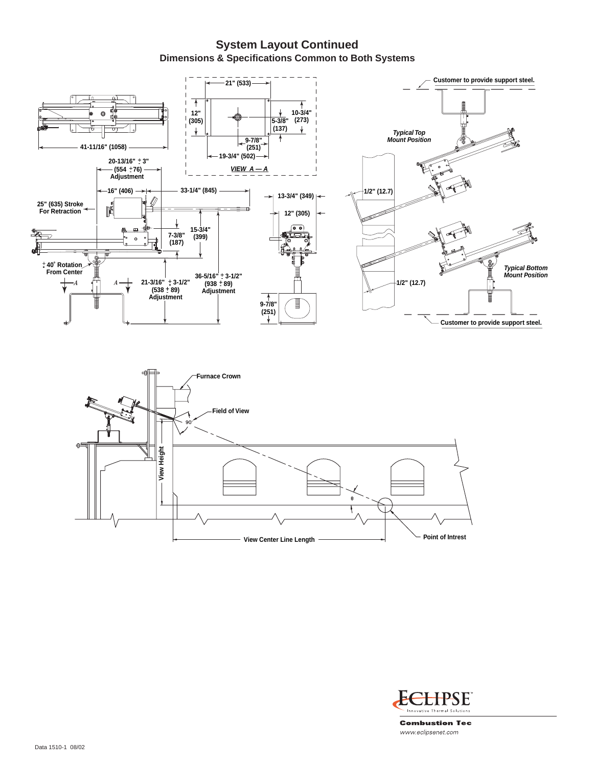# System Layout Continued

## Dimensions & Specifications Common to Both Systems

21" (533)

12" (305)

10-3/4" (273)

5-3/8" (137)

9-7/8" (251)

19-3/4" (502)

VIEW A — A

41-11/16" (1058)

20-13/16" ± 3" (554 ±76) Adjustment

16" (406)

33-1/4" (845)

13-3/4" (349)

12" (305)

25" (635) Stroke For Retraction

15-3/4" (399)

7-3/8" (187)

± 40° Rotation From Center

21-3/16" ± 3-1/2" (538 ± 89) Adjustment

36-5/16" ± 3-1/2" (938 ± 89) Adjustment

9-7/8" (251)

Customer to provide support steel.

Typical Top Mount Position

1/2" (12.7)

1/2" (12.7)

Typical Bottom Mount Position

Customer to provide support steel.

Furnace Crown

Field of View

90°

View Height

θ

View Center Line Length

Point of Intrest

ECLIPSE Innovative Thermal Solutions

Combustion Tec

www.eclipsenet.com

Data 1510-1 08/02